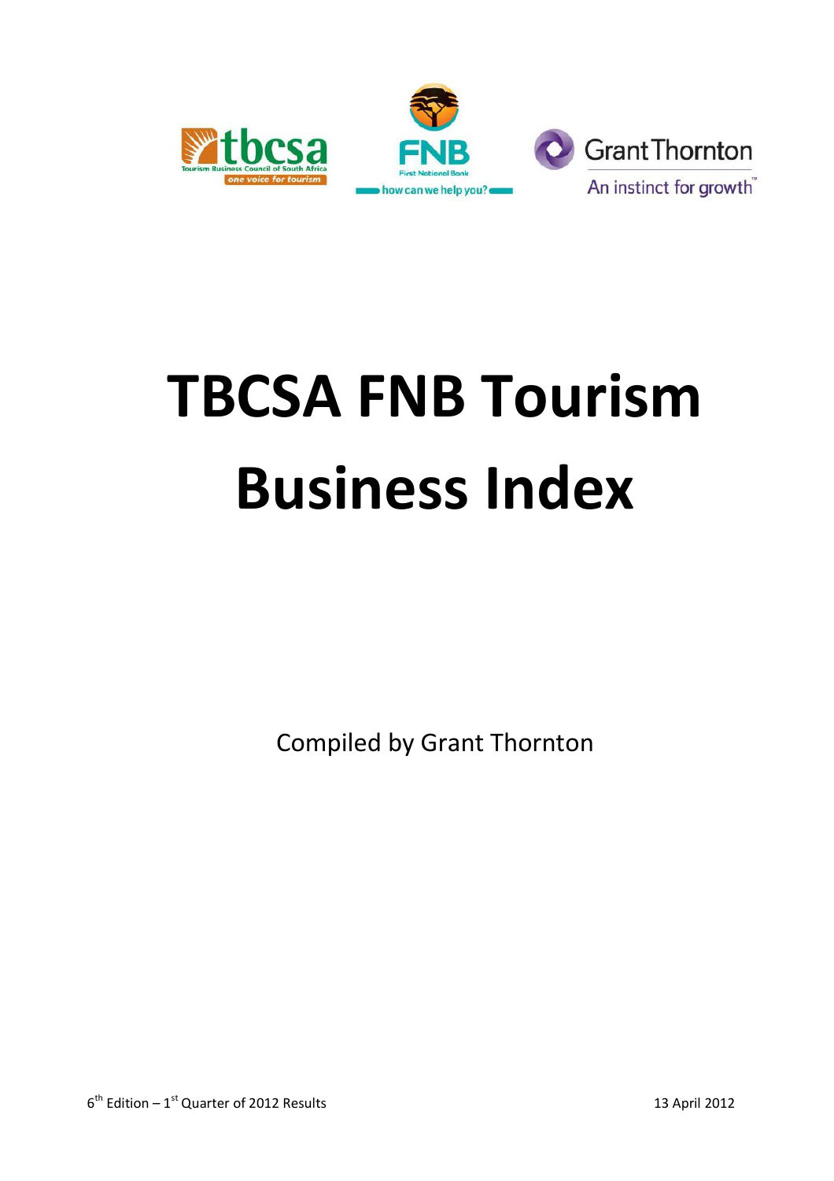# TBCSA FNB Tourism Business Index

Compiled by Grant Thornton

6th Edition – 1st Quarter of 2012 Results

13 April 2012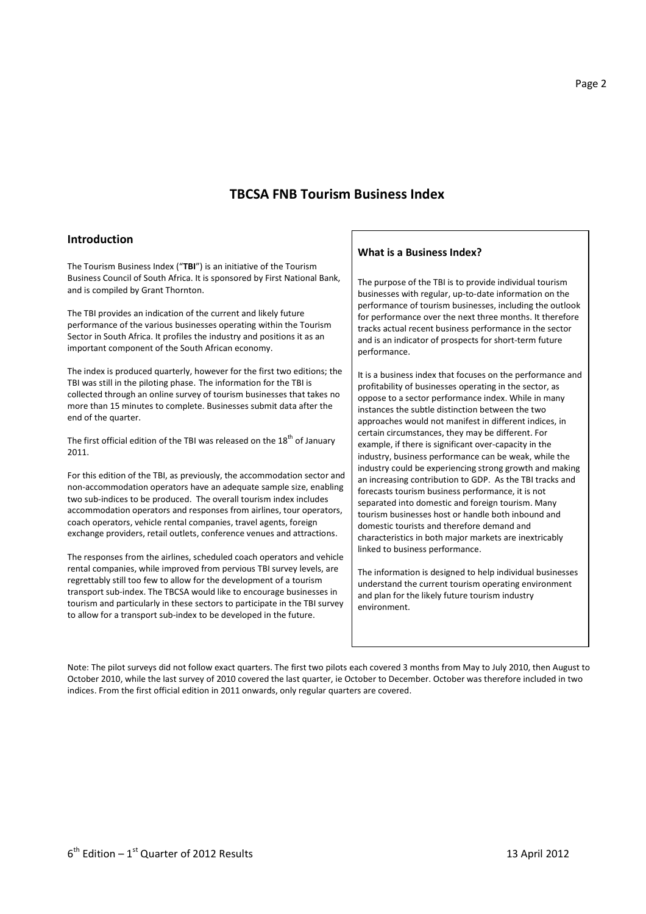# TBCSA FNB Tourism Business Index

## Introduction

The Tourism Business Index ("**TBI**") is an initiative of the Tourism Business Council of South Africa. It is sponsored by First National Bank, and is compiled by Grant Thornton.

The TBI provides an indication of the current and likely future performance of the various businesses operating within the Tourism Sector in South Africa. It profiles the industry and positions it as an important component of the South African economy.

The index is produced quarterly, however for the first two editions; the TBI was still in the piloting phase. The information for the TBI is collected through an online survey of tourism businesses that takes no more than 15 minutes to complete. Businesses submit data after the end of the quarter.

The first official edition of the TBI was released on the 18th of January 2011.

For this edition of the TBI, as previously, the accommodation sector and non-accommodation operators have an adequate sample size, enabling two sub-indices to be produced. The overall tourism index includes accommodation operators and responses from airlines, tour operators, coach operators, vehicle rental companies, travel agents, foreign exchange providers, retail outlets, conference venues and attractions.

The responses from the airlines, scheduled coach operators and vehicle rental companies, while improved from pervious TBI survey levels, are regrettably still too few to allow for the development of a tourism transport sub-index. The TBCSA would like to encourage businesses in tourism and particularly in these sectors to participate in the TBI survey to allow for a transport sub-index to be developed in the future.

### What is a Business Index?

The purpose of the TBI is to provide individual tourism businesses with regular, up-to-date information on the performance of tourism businesses, including the outlook for performance over the next three months. It therefore tracks actual recent business performance in the sector and is an indicator of prospects for short-term future performance.

It is a business index that focuses on the performance and profitability of businesses operating in the sector, as oppose to a sector performance index. While in many instances the subtle distinction between the two approaches would not manifest in different indices, in certain circumstances, they may be different. For example, if there is significant over-capacity in the industry, business performance can be weak, while the industry could be experiencing strong growth and making an increasing contribution to GDP. As the TBI tracks and forecasts tourism business performance, it is not separated into domestic and foreign tourism. Many tourism businesses host or handle both inbound and domestic tourists and therefore demand and characteristics in both major markets are inextricably linked to business performance.

The information is designed to help individual businesses understand the current tourism operating environment and plan for the likely future tourism industry environment.

Note: The pilot surveys did not follow exact quarters. The first two pilots each covered 3 months from May to July 2010, then August to October 2010, while the last survey of 2010 covered the last quarter, ie October to December. October was therefore included in two indices. From the first official edition in 2011 onwards, only regular quarters are covered.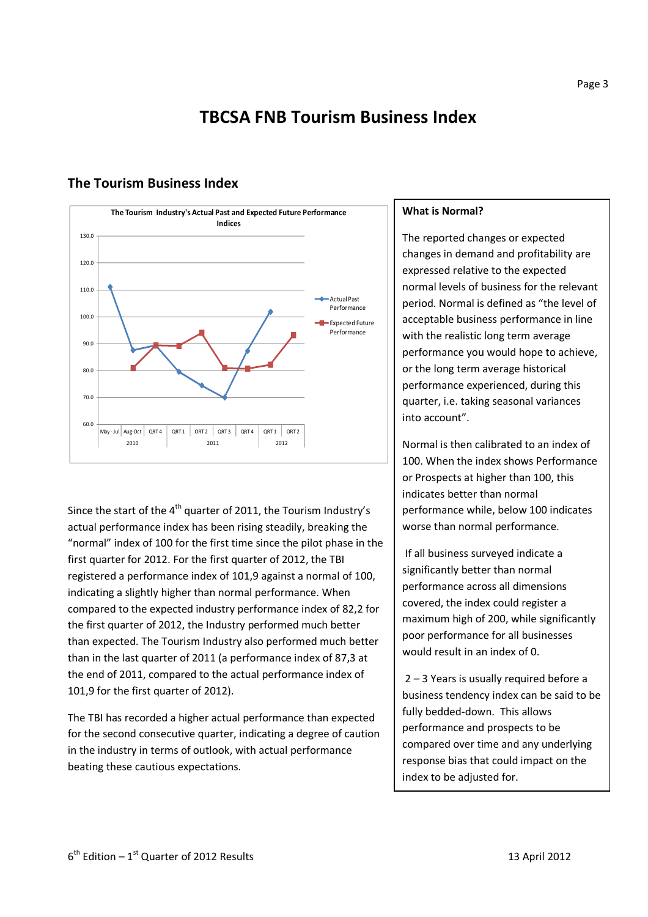# TBCSA FNB Tourism Business Index

## The Tourism Business Index

Since the start of the 4th quarter of 2011, the Tourism Industry's actual performance index has been rising steadily, breaking the "normal" index of 100 for the first time since the pilot phase in the first quarter for 2012. For the first quarter of 2012, the TBI registered a performance index of 101,9 against a normal of 100, indicating a slightly higher than normal performance. When compared to the expected industry performance index of 82,2 for the first quarter of 2012, the Industry performed much better than expected. The Tourism Industry also performed much better than in the last quarter of 2011 (a performance index of 87,3 at the end of 2011, compared to the actual performance index of 101,9 for the first quarter of 2012).

The TBI has recorded a higher actual performance than expected for the second consecutive quarter, indicating a degree of caution in the industry in terms of outlook, with actual performance beating these cautious expectations.

### What is Normal?

The reported changes or expected changes in demand and profitability are expressed relative to the expected normal levels of business for the relevant period. Normal is defined as "the level of acceptable business performance in line with the realistic long term average performance you would hope to achieve, or the long term average historical performance experienced, during this quarter, i.e. taking seasonal variances into account".

Normal is then calibrated to an index of 100. When the index shows Performance or Prospects at higher than 100, this indicates better than normal performance while, below 100 indicates worse than normal performance.

If all business surveyed indicate a significantly better than normal performance across all dimensions covered, the index could register a maximum high of 200, while significantly poor performance for all businesses would result in an index of 0.

2 – 3 Years is usually required before a business tendency index can be said to be fully bedded-down. This allows performance and prospects to be compared over time and any underlying response bias that could impact on the index to be adjusted for.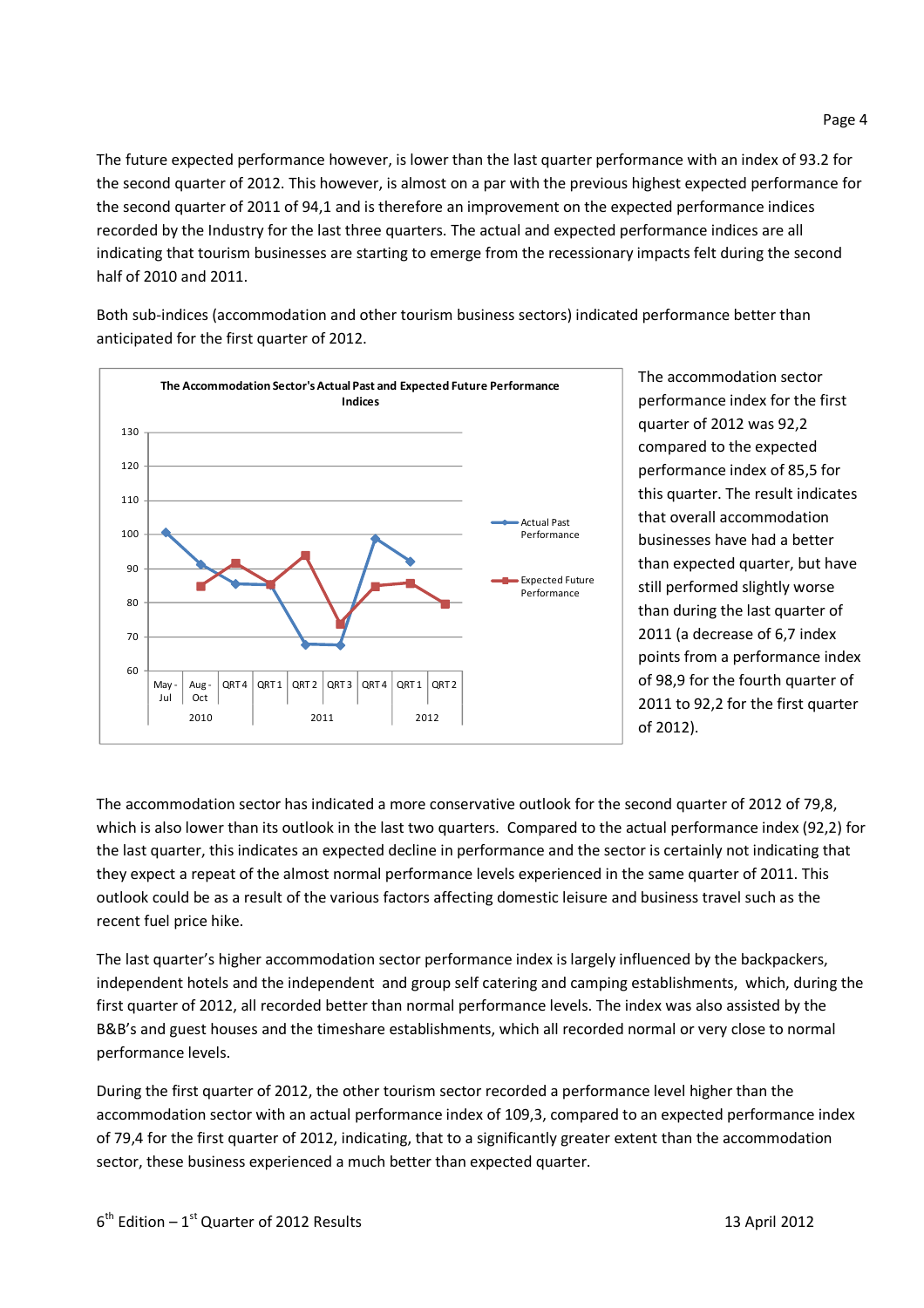The future expected performance however, is lower than the last quarter performance with an index of 93.2 for the second quarter of 2012. This however, is almost on a par with the previous highest expected performance for the second quarter of 2011 of 94,1 and is therefore an improvement on the expected performance indices recorded by the Industry for the last three quarters. The actual and expected performance indices are all indicating that tourism businesses are starting to emerge from the recessionary impacts felt during the second half of 2010 and 2011.

Both sub-indices (accommodation and other tourism business sectors) indicated performance better than anticipated for the first quarter of 2012.

The accommodation sector performance index for the first quarter of 2012 was 92,2 compared to the expected performance index of 85,5 for this quarter. The result indicates that overall accommodation businesses have had a better than expected quarter, but have still performed slightly worse than during the last quarter of 2011 (a decrease of 6,7 index points from a performance index of 98,9 for the fourth quarter of 2011 to 92,2 for the first quarter of 2012).

The accommodation sector has indicated a more conservative outlook for the second quarter of 2012 of 79,8, which is also lower than its outlook in the last two quarters. Compared to the actual performance index (92,2) for the last quarter, this indicates an expected decline in performance and the sector is certainly not indicating that they expect a repeat of the almost normal performance levels experienced in the same quarter of 2011. This outlook could be as a result of the various factors affecting domestic leisure and business travel such as the recent fuel price hike.

The last quarter's higher accommodation sector performance index is largely influenced by the backpackers, independent hotels and the independent and group self catering and camping establishments, which, during the first quarter of 2012, all recorded better than normal performance levels. The index was also assisted by the B&B's and guest houses and the timeshare establishments, which all recorded normal or very close to normal performance levels.

During the first quarter of 2012, the other tourism sector recorded a performance level higher than the accommodation sector with an actual performance index of 109,3, compared to an expected performance index of 79,4 for the first quarter of 2012, indicating, that to a significantly greater extent than the accommodation sector, these business experienced a much better than expected quarter.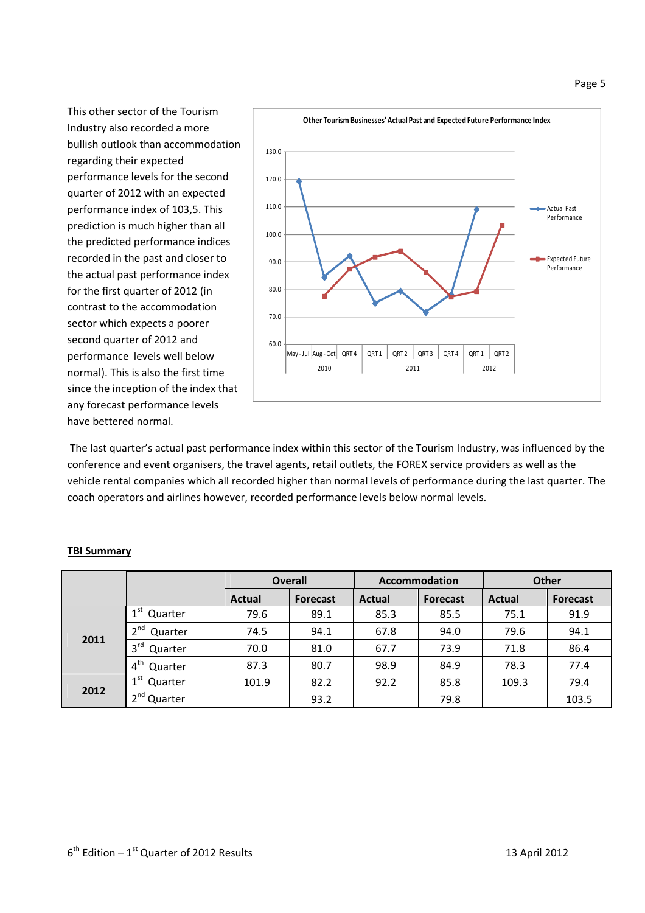This other sector of the Tourism Industry also recorded a more bullish outlook than accommodation regarding their expected performance levels for the second quarter of 2012 with an expected performance index of 103,5. This prediction is much higher than all the predicted performance indices recorded in the past and closer to the actual past performance index for the first quarter of 2012 (in contrast to the accommodation sector which expects a poorer second quarter of 2012 and performance levels well below normal). This is also the first time since the inception of the index that any forecast performance levels have bettered normal.

The last quarter's actual past performance index within this sector of the Tourism Industry, was influenced by the conference and event organisers, the travel agents, retail outlets, the FOREX service providers as well as the vehicle rental companies which all recorded higher than normal levels of performance during the last quarter. The coach operators and airlines however, recorded performance levels below normal levels.

**TBI Summary**

| | | Overall | | Accommodation | | Other | |
|---|---|---|---|---|---|---|---|
| | | **Actual** | **Forecast** | **Actual** | **Forecast** | **Actual** | **Forecast** |
| **2011** | 1st Quarter | 79.6 | 89.1 | 85.3 | 85.5 | 75.1 | 91.9 |
| | 2nd Quarter | 74.5 | 94.1 | 67.8 | 94.0 | 79.6 | 94.1 |
| | 3rd Quarter | 70.0 | 81.0 | 67.7 | 73.9 | 71.8 | 86.4 |
| | 4th Quarter | 87.3 | 80.7 | 98.9 | 84.9 | 78.3 | 77.4 |
| **2012** | 1st Quarter | 101.9 | 82.2 | 92.2 | 85.8 | 109.3 | 79.4 |
| | 2nd Quarter | | 93.2 | | 79.8 | | 103.5 |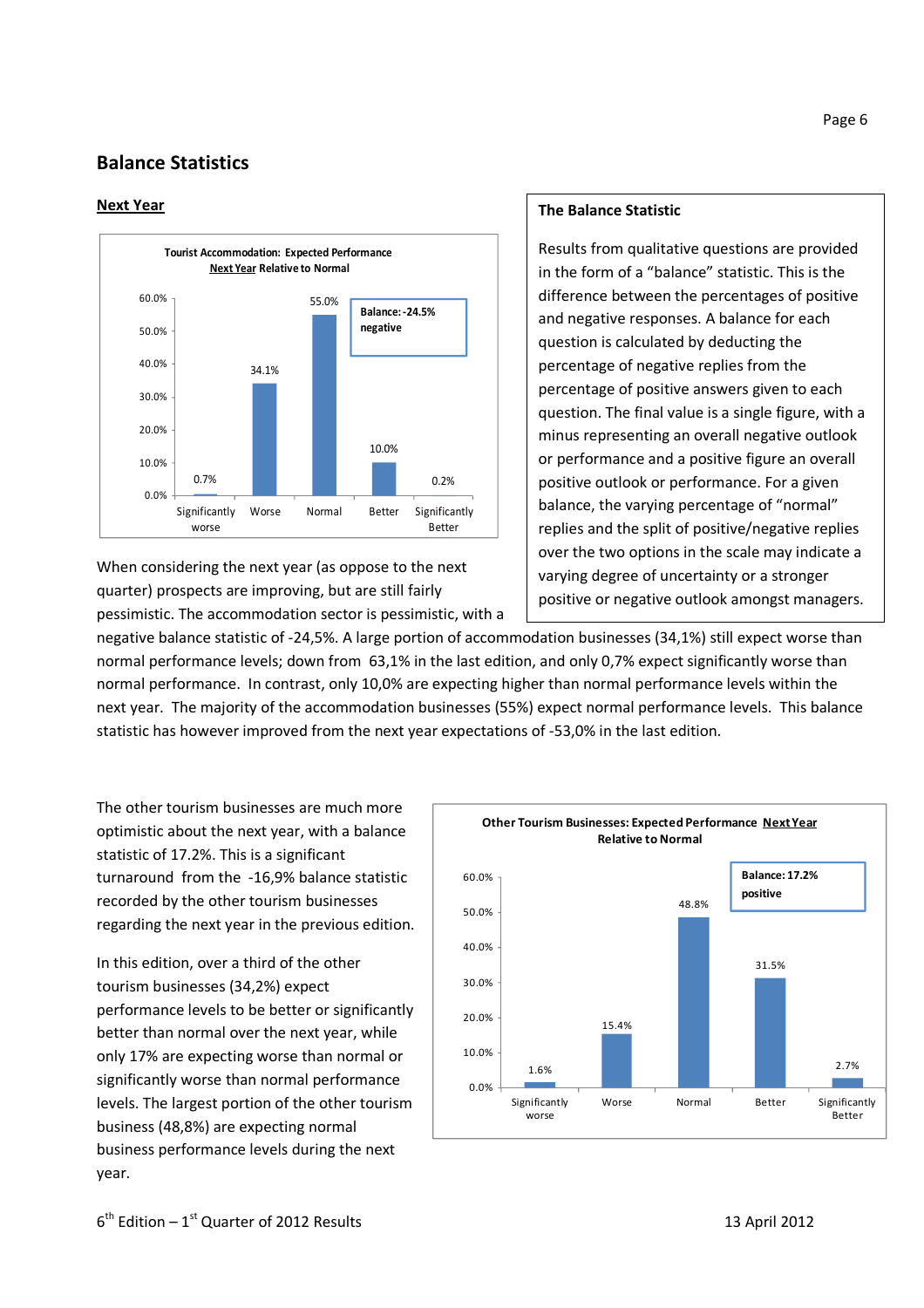## Balance Statistics

### Next Year

**Tourist Accommodation: Expected Performance Next Year Relative to Normal**

| Significantly worse | Worse | Normal | Better | Significantly Better |
|---|---|---|---|---|
| 0.7% | 34.1% | 55.0% | 10.0% | 0.2% |

Balance: -24.5% negative

> **The Balance Statistic**
>
> Results from qualitative questions are provided in the form of a "balance" statistic. This is the difference between the percentages of positive and negative responses. A balance for each question is calculated by deducting the percentage of negative replies from the percentage of positive answers given to each question. The final value is a single figure, with a minus representing an overall negative outlook or performance and a positive figure an overall positive outlook or performance. For a given balance, the varying percentage of "normal" replies and the split of positive/negative replies over the two options in the scale may indicate a varying degree of uncertainty or a stronger positive or negative outlook amongst managers.

When considering the next year (as oppose to the next quarter) prospects are improving, but are still fairly pessimistic. The accommodation sector is pessimistic, with a negative balance statistic of -24,5%. A large portion of accommodation businesses (34,1%) still expect worse than normal performance levels; down from 63,1% in the last edition, and only 0,7% expect significantly worse than normal performance. In contrast, only 10,0% are expecting higher than normal performance levels within the next year. The majority of the accommodation businesses (55%) expect normal performance levels. This balance statistic has however improved from the next year expectations of -53,0% in the last edition.

**Other Tourism Businesses: Expected Performance Next Year Relative to Normal**

| Significantly worse | Worse | Normal | Better | Significantly Better |
|---|---|---|---|---|
| 1.6% | 15.4% | 48.8% | 31.5% | 2.7% |

Balance: 17.2% positive

The other tourism businesses are much more optimistic about the next year, with a balance statistic of 17.2%. This is a significant turnaround from the -16,9% balance statistic recorded by the other tourism businesses regarding the next year in the previous edition.

In this edition, over a third of the other tourism businesses (34,2%) expect performance levels to be better or significantly better than normal over the next year, while only 17% are expecting worse than normal or significantly worse than normal performance levels. The largest portion of the other tourism business (48,8%) are expecting normal business performance levels during the next year.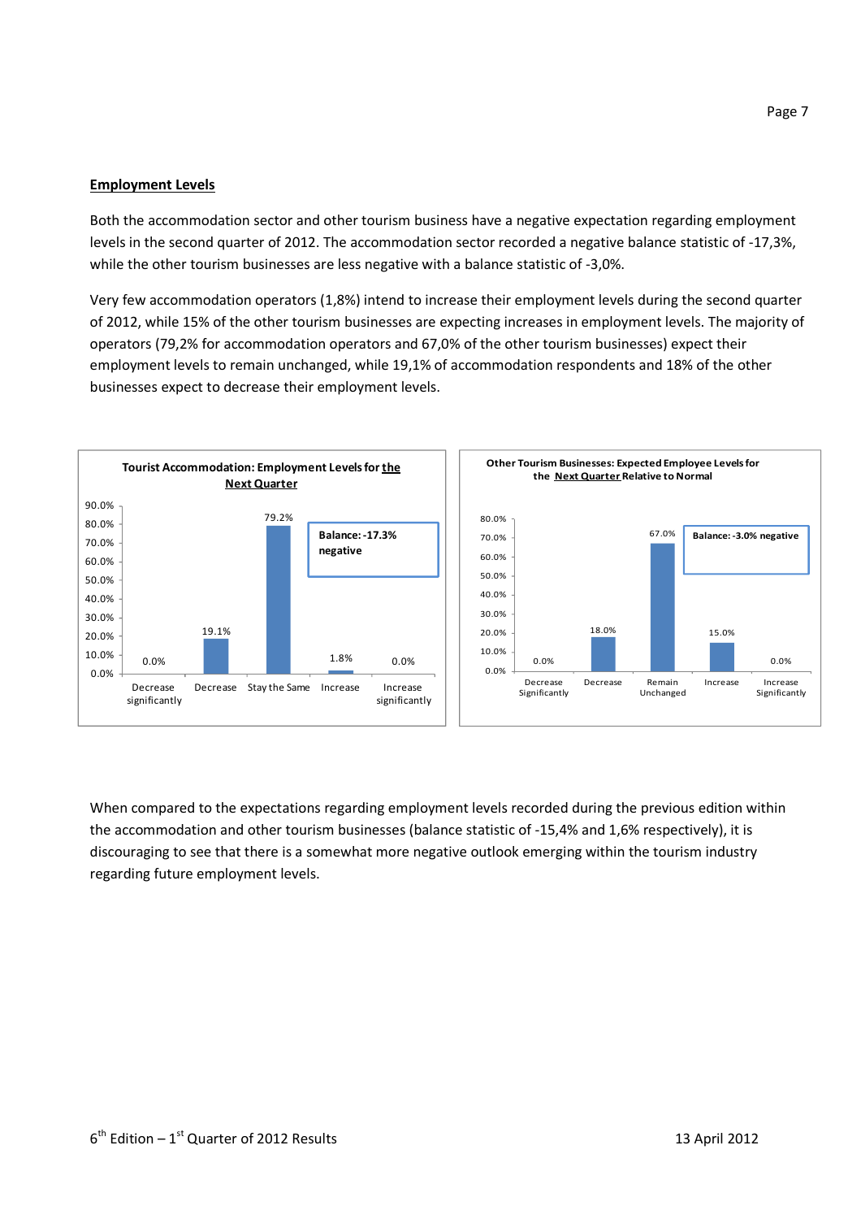## Employment Levels

Both the accommodation sector and other tourism business have a negative expectation regarding employment levels in the second quarter of 2012. The accommodation sector recorded a negative balance statistic of -17,3%, while the other tourism businesses are less negative with a balance statistic of -3,0%.

Very few accommodation operators (1,8%) intend to increase their employment levels during the second quarter of 2012, while 15% of the other tourism businesses are expecting increases in employment levels. The majority of operators (79,2% for accommodation operators and 67,0% of the other tourism businesses) expect their employment levels to remain unchanged, while 19,1% of accommodation respondents and 18% of the other businesses expect to decrease their employment levels.

**Tourist Accommodation: Employment Levels for the Next Quarter**

| Decrease significantly | Decrease | Stay the Same | Increase | Increase significantly |
|---|---|---|---|---|
| 0.0% | 19.1% | 79.2% | 1.8% | 0.0% |

Balance: -17.3% negative

**Other Tourism Businesses: Expected Employee Levels for the Next Quarter Relative to Normal**

| Decrease Significantly | Decrease | Remain Unchanged | Increase | Increase Significantly |
|---|---|---|---|---|
| 0.0% | 18.0% | 67.0% | 15.0% | 0.0% |

Balance: -3.0% negative

When compared to the expectations regarding employment levels recorded during the previous edition within the accommodation and other tourism businesses (balance statistic of -15,4% and 1,6% respectively), it is discouraging to see that there is a somewhat more negative outlook emerging within the tourism industry regarding future employment levels.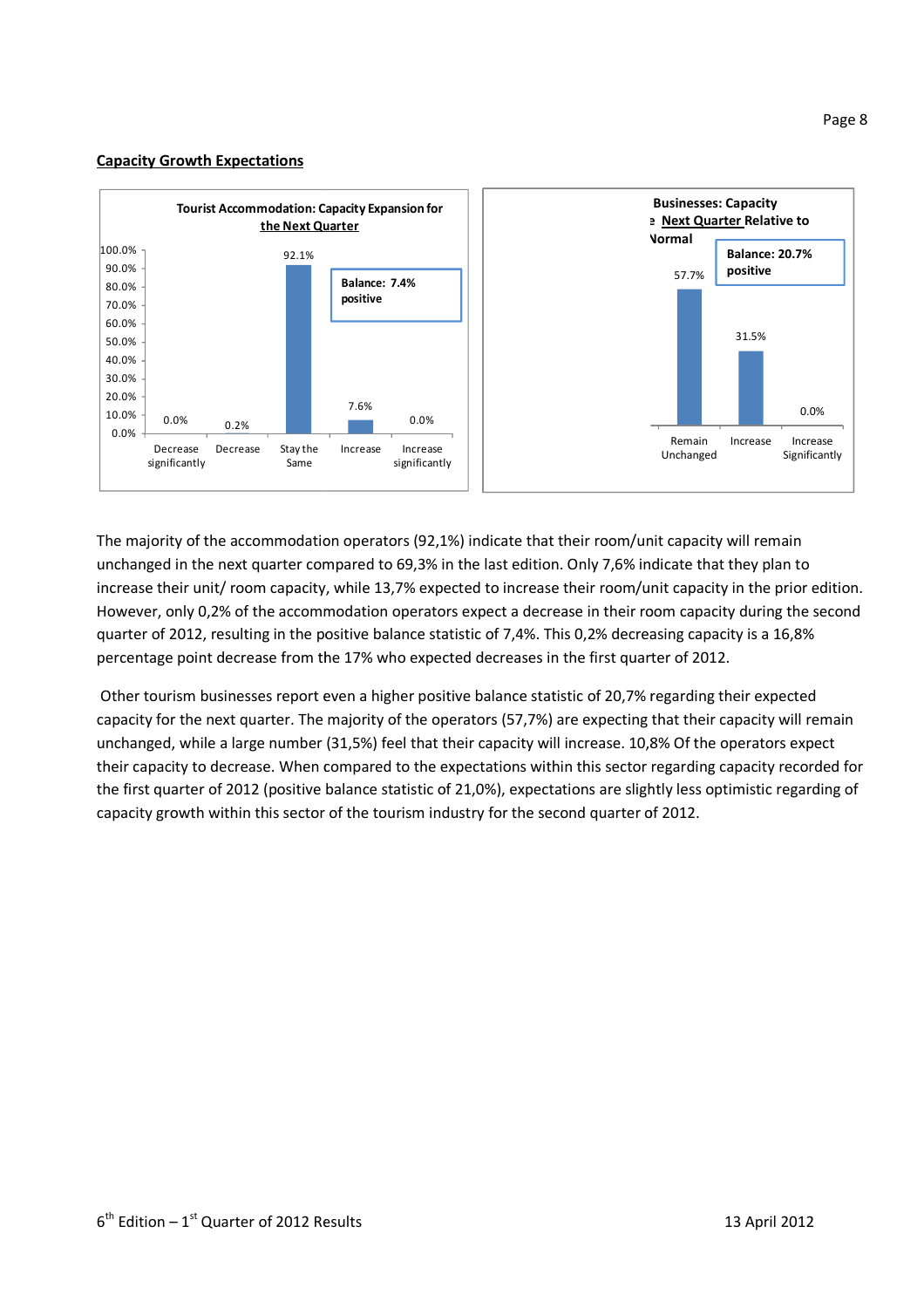**Capacity Growth Expectations**

**Tourist Accommodation: Capacity Expansion for the Next Quarter**

| Decrease significantly | Decrease | Stay the Same | Increase | Increase significantly |
|---|---|---|---|---|
| 0.0% | 0.2% | 92.1% | 7.6% | 0.0% |

Balance: 7.4% positive

**Businesses: Capacity Next Quarter Relative to Normal**

| Remain Unchanged | Increase | Increase Significantly |
|---|---|---|
| 57.7% | 31.5% | 0.0% |

Balance: 20.7% positive

The majority of the accommodation operators (92,1%) indicate that their room/unit capacity will remain unchanged in the next quarter compared to 69,3% in the last edition. Only 7,6% indicate that they plan to increase their unit/ room capacity, while 13,7% expected to increase their room/unit capacity in the prior edition. However, only 0,2% of the accommodation operators expect a decrease in their room capacity during the second quarter of 2012, resulting in the positive balance statistic of 7,4%. This 0,2% decreasing capacity is a 16,8% percentage point decrease from the 17% who expected decreases in the first quarter of 2012.

Other tourism businesses report even a higher positive balance statistic of 20,7% regarding their expected capacity for the next quarter. The majority of the operators (57,7%) are expecting that their capacity will remain unchanged, while a large number (31,5%) feel that their capacity will increase. 10,8% Of the operators expect their capacity to decrease. When compared to the expectations within this sector regarding capacity recorded for the first quarter of 2012 (positive balance statistic of 21,0%), expectations are slightly less optimistic regarding of capacity growth within this sector of the tourism industry for the second quarter of 2012.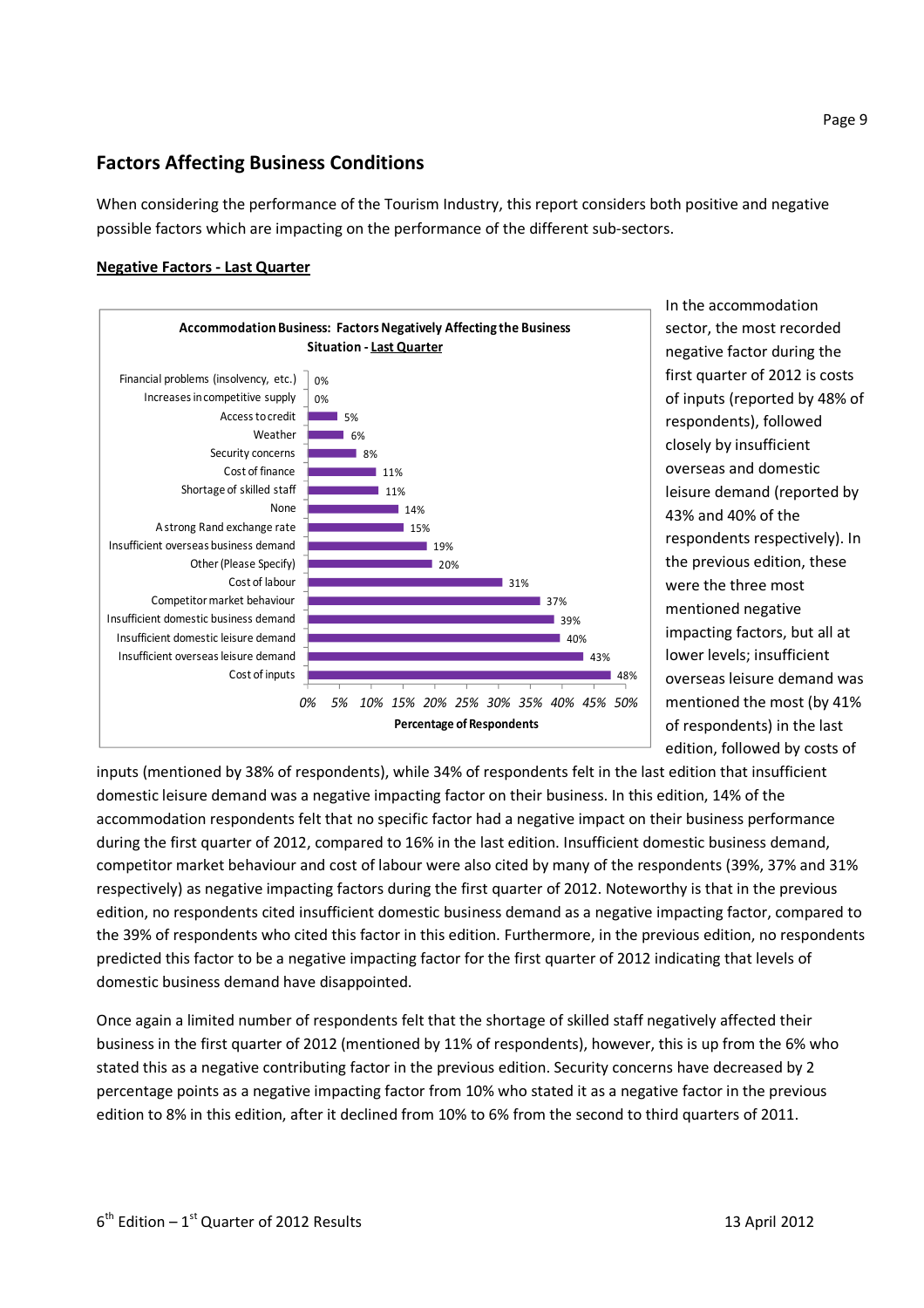## Factors Affecting Business Conditions

When considering the performance of the Tourism Industry, this report considers both positive and negative possible factors which are impacting on the performance of the different sub-sectors.

**Negative Factors - Last Quarter**

**Accommodation Business: Factors Negatively Affecting the Business Situation - Last Quarter**

| Factor | Percentage of Respondents |
|---|---|
| Financial problems (insolvency, etc.) | 0% |
| Increases in competitive supply | 0% |
| Access to credit | 5% |
| Weather | 6% |
| Security concerns | 8% |
| Cost of finance | 11% |
| Shortage of skilled staff | 11% |
| None | 14% |
| A strong Rand exchange rate | 15% |
| Insufficient overseas business demand | 19% |
| Other (Please Specify) | 20% |
| Cost of labour | 31% |
| Competitor market behaviour | 37% |
| Insufficient domestic business demand | 39% |
| Insufficient domestic leisure demand | 40% |
| Insufficient overseas leisure demand | 43% |
| Cost of inputs | 48% |

In the accommodation sector, the most recorded negative factor during the first quarter of 2012 is costs of inputs (reported by 48% of respondents), followed closely by insufficient overseas and domestic leisure demand (reported by 43% and 40% of the respondents respectively). In the previous edition, these were the three most mentioned negative impacting factors, but all at lower levels; insufficient overseas leisure demand was mentioned the most (by 41% of respondents) in the last edition, followed by costs of inputs (mentioned by 38% of respondents), while 34% of respondents felt in the last edition that insufficient domestic leisure demand was a negative impacting factor on their business. In this edition, 14% of the accommodation respondents felt that no specific factor had a negative impact on their business performance during the first quarter of 2012, compared to 16% in the last edition. Insufficient domestic business demand, competitor market behaviour and cost of labour were also cited by many of the respondents (39%, 37% and 31% respectively) as negative impacting factors during the first quarter of 2012. Noteworthy is that in the previous edition, no respondents cited insufficient domestic business demand as a negative impacting factor, compared to the 39% of respondents who cited this factor in this edition. Furthermore, in the previous edition, no respondents predicted this factor to be a negative impacting factor for the first quarter of 2012 indicating that levels of domestic business demand have disappointed.

Once again a limited number of respondents felt that the shortage of skilled staff negatively affected their business in the first quarter of 2012 (mentioned by 11% of respondents), however, this is up from the 6% who stated this as a negative contributing factor in the previous edition. Security concerns have decreased by 2 percentage points as a negative impacting factor from 10% who stated it as a negative factor in the previous edition to 8% in this edition, after it declined from 10% to 6% from the second to third quarters of 2011.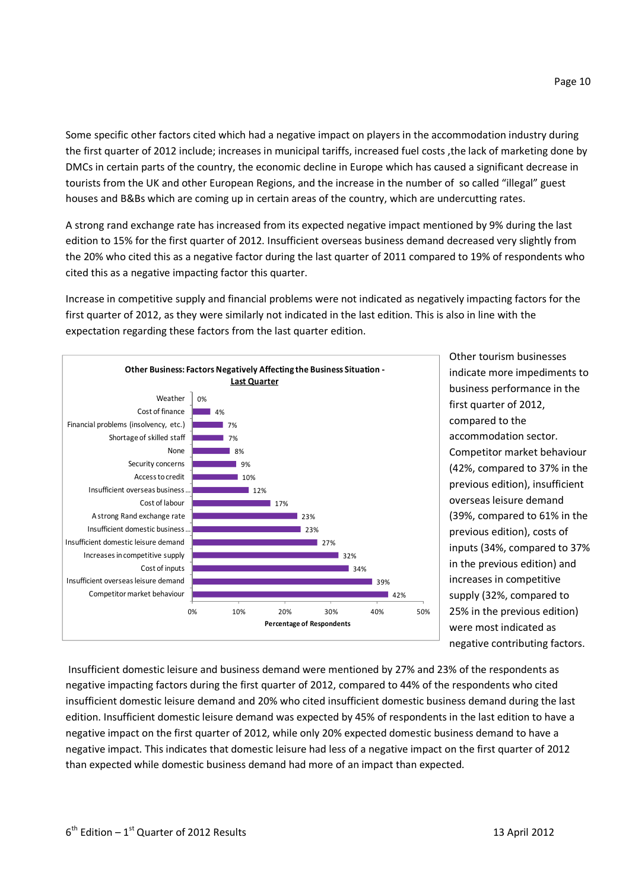Some specific other factors cited which had a negative impact on players in the accommodation industry during the first quarter of 2012 include; increases in municipal tariffs, increased fuel costs ,the lack of marketing done by DMCs in certain parts of the country, the economic decline in Europe which has caused a significant decrease in tourists from the UK and other European Regions, and the increase in the number of so called "illegal" guest houses and B&Bs which are coming up in certain areas of the country, which are undercutting rates.

A strong rand exchange rate has increased from its expected negative impact mentioned by 9% during the last edition to 15% for the first quarter of 2012. Insufficient overseas business demand decreased very slightly from the 20% who cited this as a negative factor during the last quarter of 2011 compared to 19% of respondents who cited this as a negative impacting factor this quarter.

Increase in competitive supply and financial problems were not indicated as negatively impacting factors for the first quarter of 2012, as they were similarly not indicated in the last edition. This is also in line with the expectation regarding these factors from the last quarter edition.

**Other Business: Factors Negatively Affecting the Business Situation - Last Quarter**

| Factor | Percentage of Respondents |
|---|---|
| Weather | 0% |
| Cost of finance | 4% |
| Financial problems (insolvency, etc.) | 7% |
| Shortage of skilled staff | 7% |
| None | 8% |
| Security concerns | 9% |
| Access to credit | 10% |
| Insufficient overseas business... | 12% |
| Cost of labour | 17% |
| A strong Rand exchange rate | 23% |
| Insufficient domestic business... | 23% |
| Insufficient domestic leisure demand | 27% |
| Increases in competitive supply | 32% |
| Cost of inputs | 34% |
| Insufficient overseas leisure demand | 39% |
| Competitor market behaviour | 42% |

Other tourism businesses indicate more impediments to business performance in the first quarter of 2012, compared to the accommodation sector. Competitor market behaviour (42%, compared to 37% in the previous edition), insufficient overseas leisure demand (39%, compared to 61% in the previous edition), costs of inputs (34%, compared to 37% in the previous edition) and increases in competitive supply (32%, compared to 25% in the previous edition) were most indicated as negative contributing factors.

Insufficient domestic leisure and business demand were mentioned by 27% and 23% of the respondents as negative impacting factors during the first quarter of 2012, compared to 44% of the respondents who cited insufficient domestic leisure demand and 20% who cited insufficient domestic business demand during the last edition. Insufficient domestic leisure demand was expected by 45% of respondents in the last edition to have a negative impact on the first quarter of 2012, while only 20% expected domestic business demand to have a negative impact. This indicates that domestic leisure had less of a negative impact on the first quarter of 2012 than expected while domestic business demand had more of an impact than expected.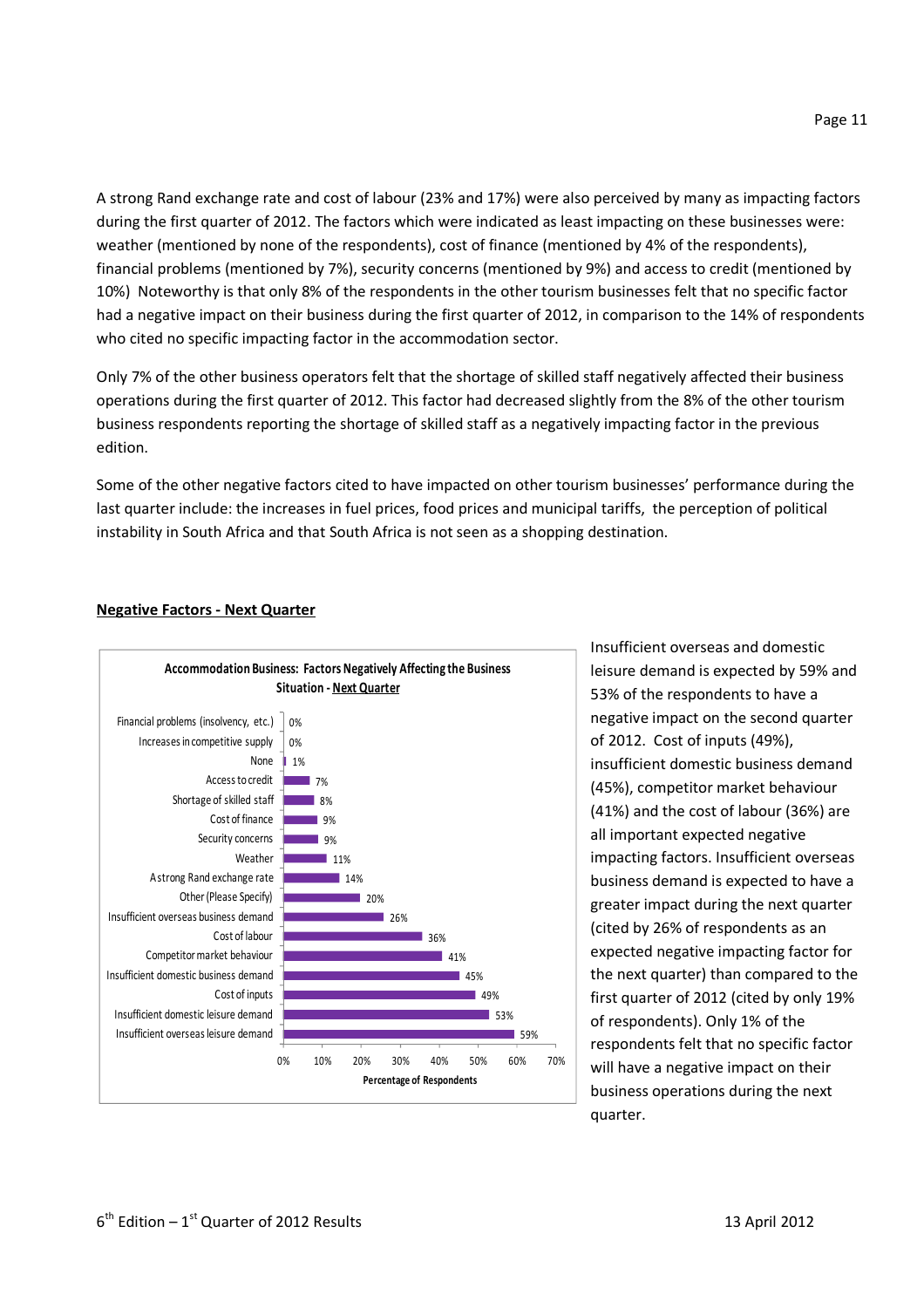A strong Rand exchange rate and cost of labour (23% and 17%) were also perceived by many as impacting factors during the first quarter of 2012. The factors which were indicated as least impacting on these businesses were: weather (mentioned by none of the respondents), cost of finance (mentioned by 4% of the respondents), financial problems (mentioned by 7%), security concerns (mentioned by 9%) and access to credit (mentioned by 10%) Noteworthy is that only 8% of the respondents in the other tourism businesses felt that no specific factor had a negative impact on their business during the first quarter of 2012, in comparison to the 14% of respondents who cited no specific impacting factor in the accommodation sector.

Only 7% of the other business operators felt that the shortage of skilled staff negatively affected their business operations during the first quarter of 2012. This factor had decreased slightly from the 8% of the other tourism business respondents reporting the shortage of skilled staff as a negatively impacting factor in the previous edition.

Some of the other negative factors cited to have impacted on other tourism businesses' performance during the last quarter include: the increases in fuel prices, food prices and municipal tariffs, the perception of political instability in South Africa and that South Africa is not seen as a shopping destination.

## Negative Factors - Next Quarter

**Accommodation Business: Factors Negatively Affecting the Business Situation - Next Quarter**

| Factor | Percentage of Respondents |
|---|---|
| Financial problems (insolvency, etc.) | 0% |
| Increases in competitive supply | 0% |
| None | 1% |
| Access to credit | 7% |
| Shortage of skilled staff | 8% |
| Cost of finance | 9% |
| Security concerns | 9% |
| Weather | 11% |
| A strong Rand exchange rate | 14% |
| Other (Please Specify) | 20% |
| Insufficient overseas business demand | 26% |
| Cost of labour | 36% |
| Competitor market behaviour | 41% |
| Insufficient domestic business demand | 45% |
| Cost of inputs | 49% |
| Insufficient domestic leisure demand | 53% |
| Insufficient overseas leisure demand | 59% |

Insufficient overseas and domestic leisure demand is expected by 59% and 53% of the respondents to have a negative impact on the second quarter of 2012. Cost of inputs (49%), insufficient domestic business demand (45%), competitor market behaviour (41%) and the cost of labour (36%) are all important expected negative impacting factors. Insufficient overseas business demand is expected to have a greater impact during the next quarter (cited by 26% of respondents as an expected negative impacting factor for the next quarter) than compared to the first quarter of 2012 (cited by only 19% of respondents). Only 1% of the respondents felt that no specific factor will have a negative impact on their business operations during the next quarter.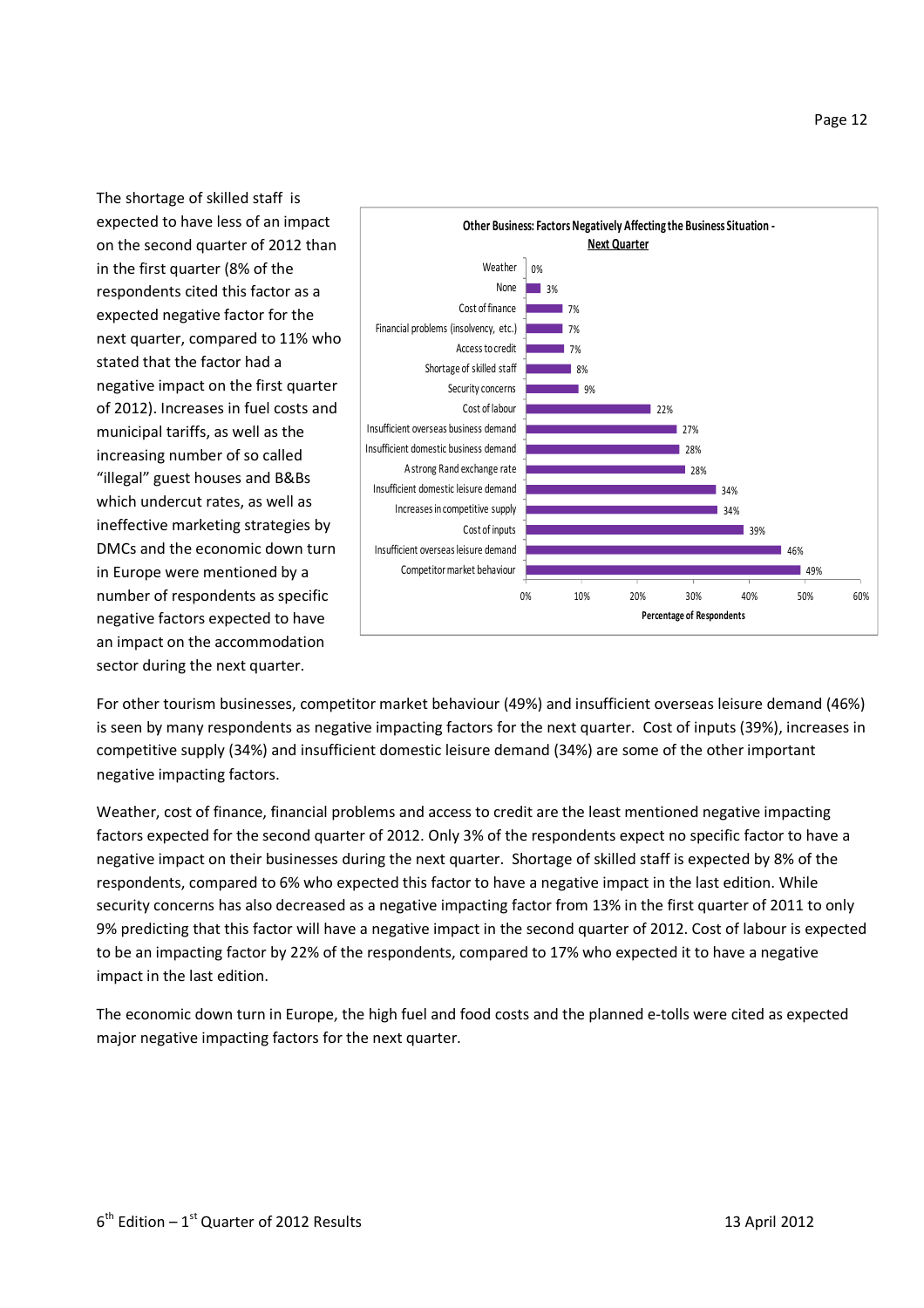The shortage of skilled staff is expected to have less of an impact on the second quarter of 2012 than in the first quarter (8% of the respondents cited this factor as a expected negative factor for the next quarter, compared to 11% who stated that the factor had a negative impact on the first quarter of 2012). Increases in fuel costs and municipal tariffs, as well as the increasing number of so called "illegal" guest houses and B&Bs which undercut rates, as well as ineffective marketing strategies by DMCs and the economic down turn in Europe were mentioned by a number of respondents as specific negative factors expected to have an impact on the accommodation sector during the next quarter.

**Other Business: Factors Negatively Affecting the Business Situation - Next Quarter**

| Factor | Percentage of Respondents |
|---|---|
| Weather | 0% |
| None | 3% |
| Cost of finance | 7% |
| Financial problems (insolvency, etc.) | 7% |
| Access to credit | 7% |
| Shortage of skilled staff | 8% |
| Security concerns | 9% |
| Cost of labour | 22% |
| Insufficient overseas business demand | 27% |
| Insufficient domestic business demand | 28% |
| A strong Rand exchange rate | 28% |
| Insufficient domestic leisure demand | 34% |
| Increases in competitive supply | 34% |
| Cost of inputs | 39% |
| Insufficient overseas leisure demand | 46% |
| Competitor market behaviour | 49% |

For other tourism businesses, competitor market behaviour (49%) and insufficient overseas leisure demand (46%) is seen by many respondents as negative impacting factors for the next quarter. Cost of inputs (39%), increases in competitive supply (34%) and insufficient domestic leisure demand (34%) are some of the other important negative impacting factors.

Weather, cost of finance, financial problems and access to credit are the least mentioned negative impacting factors expected for the second quarter of 2012. Only 3% of the respondents expect no specific factor to have a negative impact on their businesses during the next quarter. Shortage of skilled staff is expected by 8% of the respondents, compared to 6% who expected this factor to have a negative impact in the last edition. While security concerns has also decreased as a negative impacting factor from 13% in the first quarter of 2011 to only 9% predicting that this factor will have a negative impact in the second quarter of 2012. Cost of labour is expected to be an impacting factor by 22% of the respondents, compared to 17% who expected it to have a negative impact in the last edition.

The economic down turn in Europe, the high fuel and food costs and the planned e-tolls were cited as expected major negative impacting factors for the next quarter.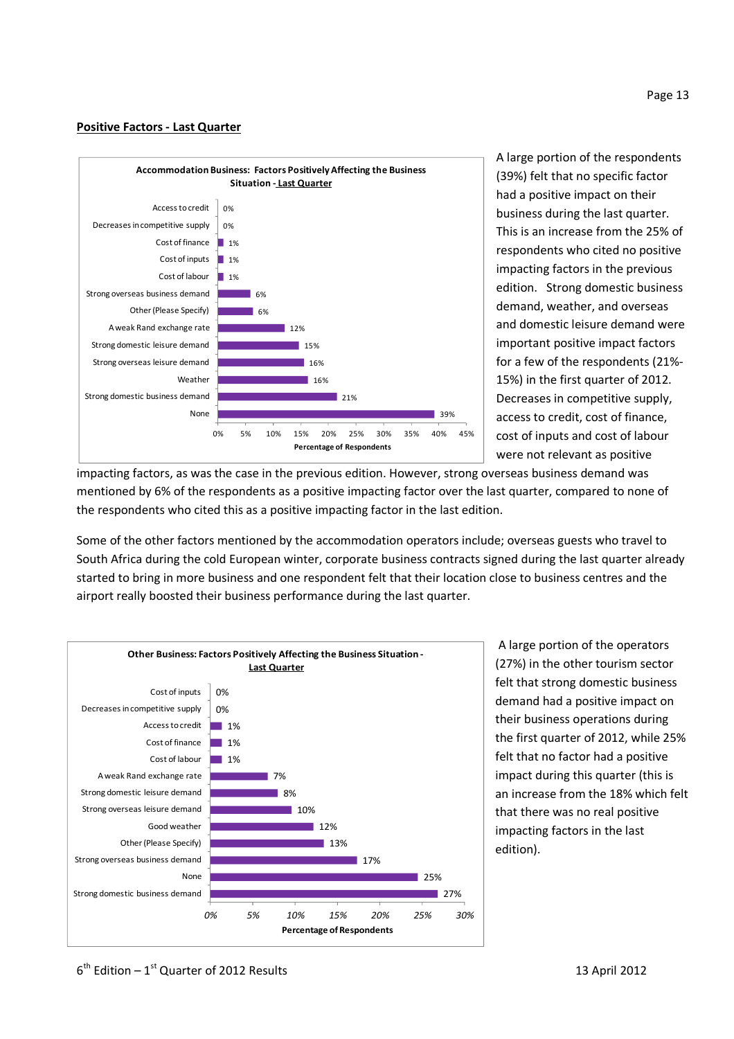## Positive Factors - Last Quarter

**Accommodation Business: Factors Positively Affecting the Business Situation - Last Quarter**

| Factor | Percentage of Respondents |
|---|---|
| Access to credit | 0% |
| Decreases in competitive supply | 0% |
| Cost of finance | 1% |
| Cost of inputs | 1% |
| Cost of labour | 1% |
| Strong overseas business demand | 6% |
| Other (Please Specify) | 6% |
| A weak Rand exchange rate | 12% |
| Strong domestic leisure demand | 15% |
| Strong overseas leisure demand | 16% |
| Weather | 16% |
| Strong domestic business demand | 21% |
| None | 39% |

A large portion of the respondents (39%) felt that no specific factor had a positive impact on their business during the last quarter. This is an increase from the 25% of respondents who cited no positive impacting factors in the previous edition. Strong domestic business demand, weather, and overseas and domestic leisure demand were important positive impact factors for a few of the respondents (21%-15%) in the first quarter of 2012. Decreases in competitive supply, access to credit, cost of finance, cost of inputs and cost of labour were not relevant as positive impacting factors, as was the case in the previous edition. However, strong overseas business demand was mentioned by 6% of the respondents as a positive impacting factor over the last quarter, compared to none of the respondents who cited this as a positive impacting factor in the last edition.

Some of the other factors mentioned by the accommodation operators include; overseas guests who travel to South Africa during the cold European winter, corporate business contracts signed during the last quarter already started to bring in more business and one respondent felt that their location close to business centres and the airport really boosted their business performance during the last quarter.

**Other Business: Factors Positively Affecting the Business Situation - Last Quarter**

| Factor | Percentage of Respondents |
|---|---|
| Cost of inputs | 0% |
| Decreases in competitive supply | 0% |
| Access to credit | 1% |
| Cost of finance | 1% |
| Cost of labour | 1% |
| A weak Rand exchange rate | 7% |
| Strong domestic leisure demand | 8% |
| Strong overseas leisure demand | 10% |
| Good weather | 12% |
| Other (Please Specify) | 13% |
| Strong overseas business demand | 17% |
| None | 25% |
| Strong domestic business demand | 27% |

A large portion of the operators (27%) in the other tourism sector felt that strong domestic business demand had a positive impact on their business operations during the first quarter of 2012, while 25% felt that no factor had a positive impact during this quarter (this is an increase from the 18% which felt that there was no real positive impacting factors in the last edition).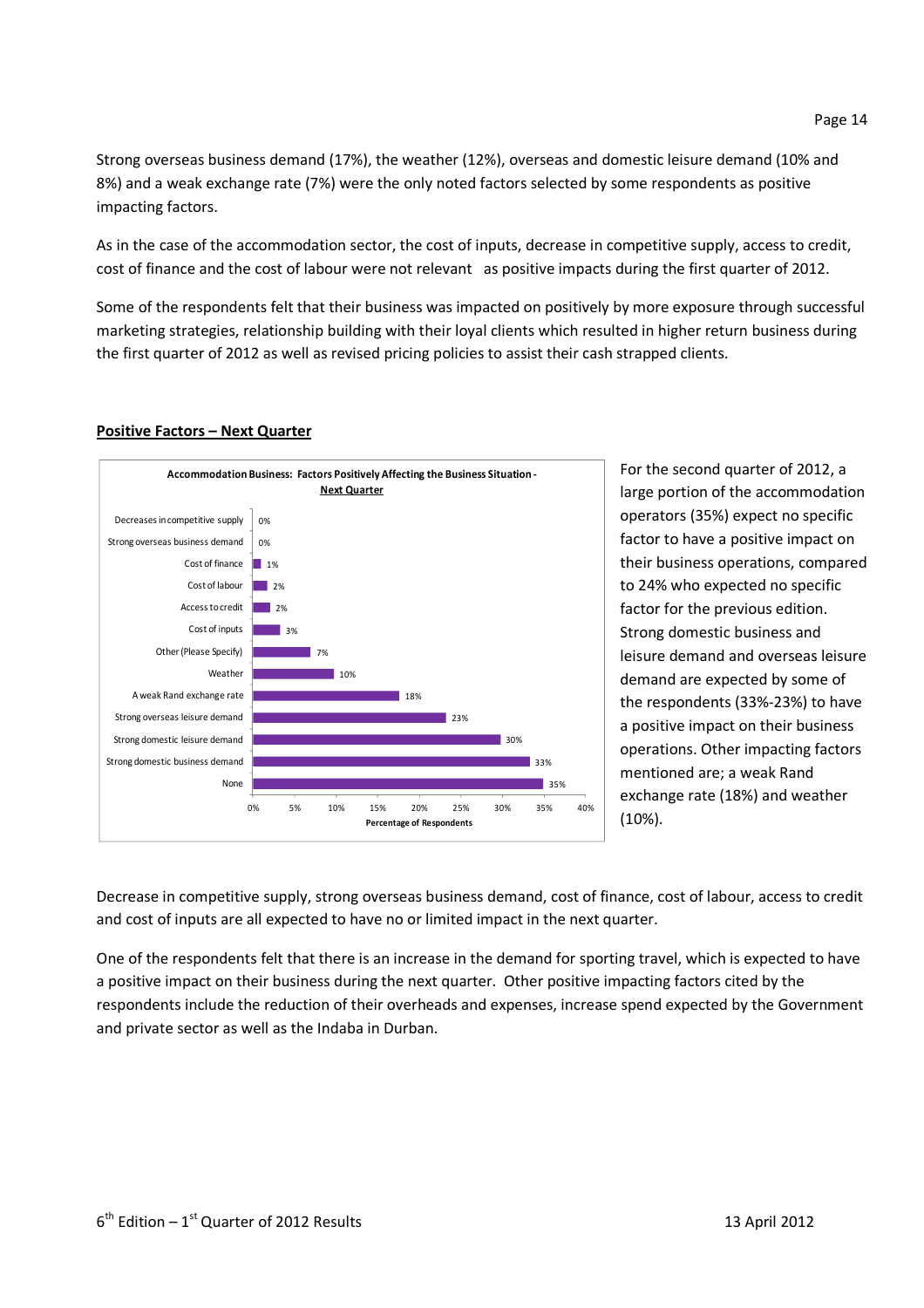Strong overseas business demand (17%), the weather (12%), overseas and domestic leisure demand (10% and 8%) and a weak exchange rate (7%) were the only noted factors selected by some respondents as positive impacting factors.

As in the case of the accommodation sector, the cost of inputs, decrease in competitive supply, access to credit, cost of finance and the cost of labour were not relevant as positive impacts during the first quarter of 2012.

Some of the respondents felt that their business was impacted on positively by more exposure through successful marketing strategies, relationship building with their loyal clients which resulted in higher return business during the first quarter of 2012 as well as revised pricing policies to assist their cash strapped clients.

**Positive Factors – Next Quarter**

Accommodation Business: Factors Positively Affecting the Business Situation - Next Quarter

| Factor | Percentage of Respondents |
|---|---|
| Decreases in competitive supply | 0% |
| Strong overseas business demand | 0% |
| Cost of finance | 1% |
| Cost of labour | 2% |
| Access to credit | 2% |
| Cost of inputs | 3% |
| Other (Please Specify) | 7% |
| Weather | 10% |
| A weak Rand exchange rate | 18% |
| Strong overseas leisure demand | 23% |
| Strong domestic leisure demand | 30% |
| Strong domestic business demand | 33% |
| None | 35% |

For the second quarter of 2012, a large portion of the accommodation operators (35%) expect no specific factor to have a positive impact on their business operations, compared to 24% who expected no specific factor for the previous edition. Strong domestic business and leisure demand and overseas leisure demand are expected by some of the respondents (33%-23%) to have a positive impact on their business operations. Other impacting factors mentioned are; a weak Rand exchange rate (18%) and weather (10%).

Decrease in competitive supply, strong overseas business demand, cost of finance, cost of labour, access to credit and cost of inputs are all expected to have no or limited impact in the next quarter.

One of the respondents felt that there is an increase in the demand for sporting travel, which is expected to have a positive impact on their business during the next quarter. Other positive impacting factors cited by the respondents include the reduction of their overheads and expenses, increase spend expected by the Government and private sector as well as the Indaba in Durban.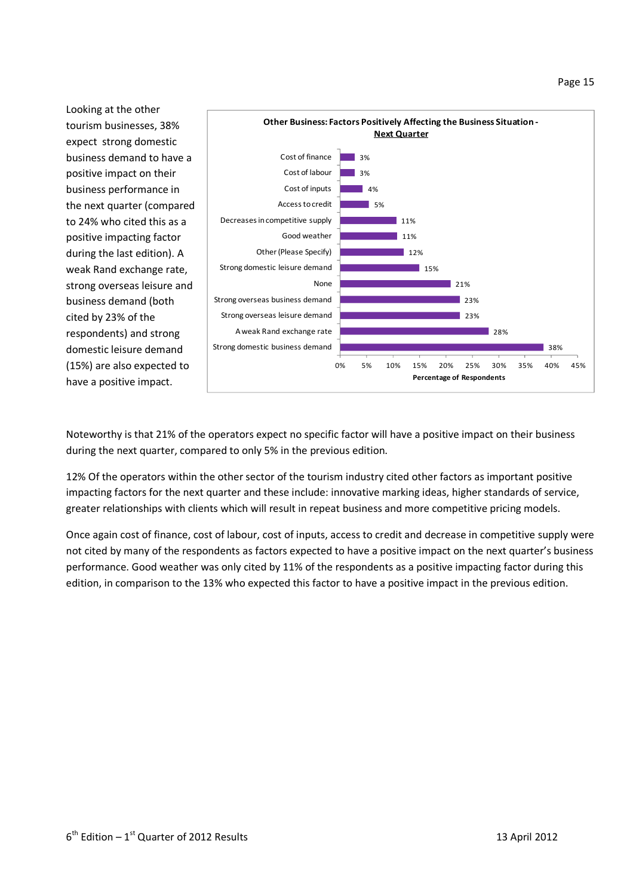Looking at the other tourism businesses, 38% expect strong domestic business demand to have a positive impact on their business performance in the next quarter (compared to 24% who cited this as a positive impacting factor during the last edition). A weak Rand exchange rate, strong overseas leisure and business demand (both cited by 23% of the respondents) and strong domestic leisure demand (15%) are also expected to have a positive impact.

**Other Business: Factors Positively Affecting the Business Situation - Next Quarter**

| Factor | Percentage of Respondents |
|---|---|
| Cost of finance | 3% |
| Cost of labour | 3% |
| Cost of inputs | 4% |
| Access to credit | 5% |
| Decreases in competitive supply | 11% |
| Good weather | 11% |
| Other (Please Specify) | 12% |
| Strong domestic leisure demand | 15% |
| None | 21% |
| Strong overseas business demand | 23% |
| Strong overseas leisure demand | 23% |
| A weak Rand exchange rate | 28% |
| Strong domestic business demand | 38% |

Noteworthy is that 21% of the operators expect no specific factor will have a positive impact on their business during the next quarter, compared to only 5% in the previous edition.

12% Of the operators within the other sector of the tourism industry cited other factors as important positive impacting factors for the next quarter and these include: innovative marking ideas, higher standards of service, greater relationships with clients which will result in repeat business and more competitive pricing models.

Once again cost of finance, cost of labour, cost of inputs, access to credit and decrease in competitive supply were not cited by many of the respondents as factors expected to have a positive impact on the next quarter's business performance. Good weather was only cited by 11% of the respondents as a positive impacting factor during this edition, in comparison to the 13% who expected this factor to have a positive impact in the previous edition.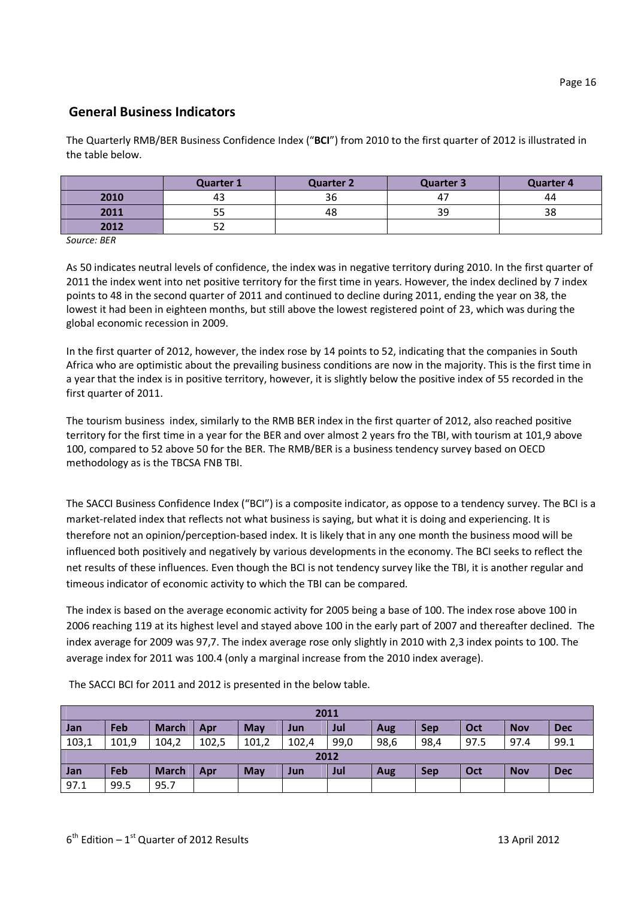## General Business Indicators

The Quarterly RMB/BER Business Confidence Index ("**BCI**") from 2010 to the first quarter of 2012 is illustrated in the table below.

| | Quarter 1 | Quarter 2 | Quarter 3 | Quarter 4 |
|---|---|---|---|---|
| **2010** | 43 | 36 | 47 | 44 |
| **2011** | 55 | 48 | 39 | 38 |
| **2012** | 52 | | | |

*Source: BER*

As 50 indicates neutral levels of confidence, the index was in negative territory during 2010. In the first quarter of 2011 the index went into net positive territory for the first time in years. However, the index declined by 7 index points to 48 in the second quarter of 2011 and continued to decline during 2011, ending the year on 38, the lowest it had been in eighteen months, but still above the lowest registered point of 23, which was during the global economic recession in 2009.

In the first quarter of 2012, however, the index rose by 14 points to 52, indicating that the companies in South Africa who are optimistic about the prevailing business conditions are now in the majority. This is the first time in a year that the index is in positive territory, however, it is slightly below the positive index of 55 recorded in the first quarter of 2011.

The tourism business index, similarly to the RMB BER index in the first quarter of 2012, also reached positive territory for the first time in a year for the BER and over almost 2 years fro the TBI, with tourism at 101,9 above 100, compared to 52 above 50 for the BER. The RMB/BER is a business tendency survey based on OECD methodology as is the TBCSA FNB TBI.

The SACCI Business Confidence Index ("BCI") is a composite indicator, as oppose to a tendency survey. The BCI is a market-related index that reflects not what business is saying, but what it is doing and experiencing. It is therefore not an opinion/perception-based index. It is likely that in any one month the business mood will be influenced both positively and negatively by various developments in the economy. The BCI seeks to reflect the net results of these influences. Even though the BCI is not tendency survey like the TBI, it is another regular and timeous indicator of economic activity to which the TBI can be compared.

The index is based on the average economic activity for 2005 being a base of 100. The index rose above 100 in 2006 reaching 119 at its highest level and stayed above 100 in the early part of 2007 and thereafter declined. The index average for 2009 was 97,7. The index average rose only slightly in 2010 with 2,3 index points to 100. The average index for 2011 was 100.4 (only a marginal increase from the 2010 index average).

The SACCI BCI for 2011 and 2012 is presented in the below table.

| 2011 | | | | | | | | | | | |
|---|---|---|---|---|---|---|---|---|---|---|---|
| **Jan** | **Feb** | **March** | **Apr** | **May** | **Jun** | **Jul** | **Aug** | **Sep** | **Oct** | **Nov** | **Dec** |
| 103,1 | 101,9 | 104,2 | 102,5 | 101,2 | 102,4 | 99,0 | 98,6 | 98,4 | 97.5 | 97.4 | 99.1 |
| **2012** | | | | | | | | | | | |
| **Jan** | **Feb** | **March** | **Apr** | **May** | **Jun** | **Jul** | **Aug** | **Sep** | **Oct** | **Nov** | **Dec** |
| 97.1 | 99.5 | 95.7 | | | | | | | | | |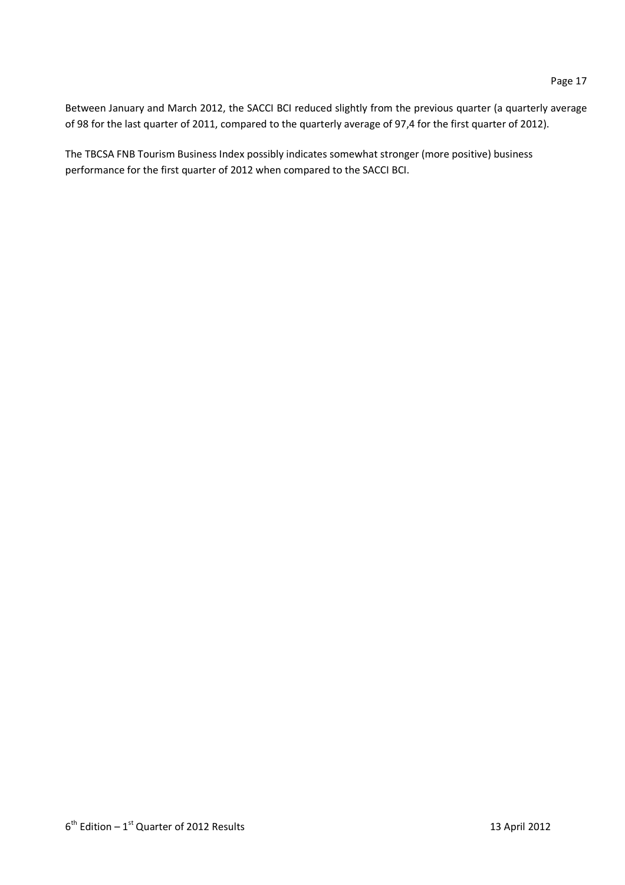Between January and March 2012, the SACCI BCI reduced slightly from the previous quarter (a quarterly average of 98 for the last quarter of 2011, compared to the quarterly average of 97,4 for the first quarter of 2012).

The TBCSA FNB Tourism Business Index possibly indicates somewhat stronger (more positive) business performance for the first quarter of 2012 when compared to the SACCI BCI.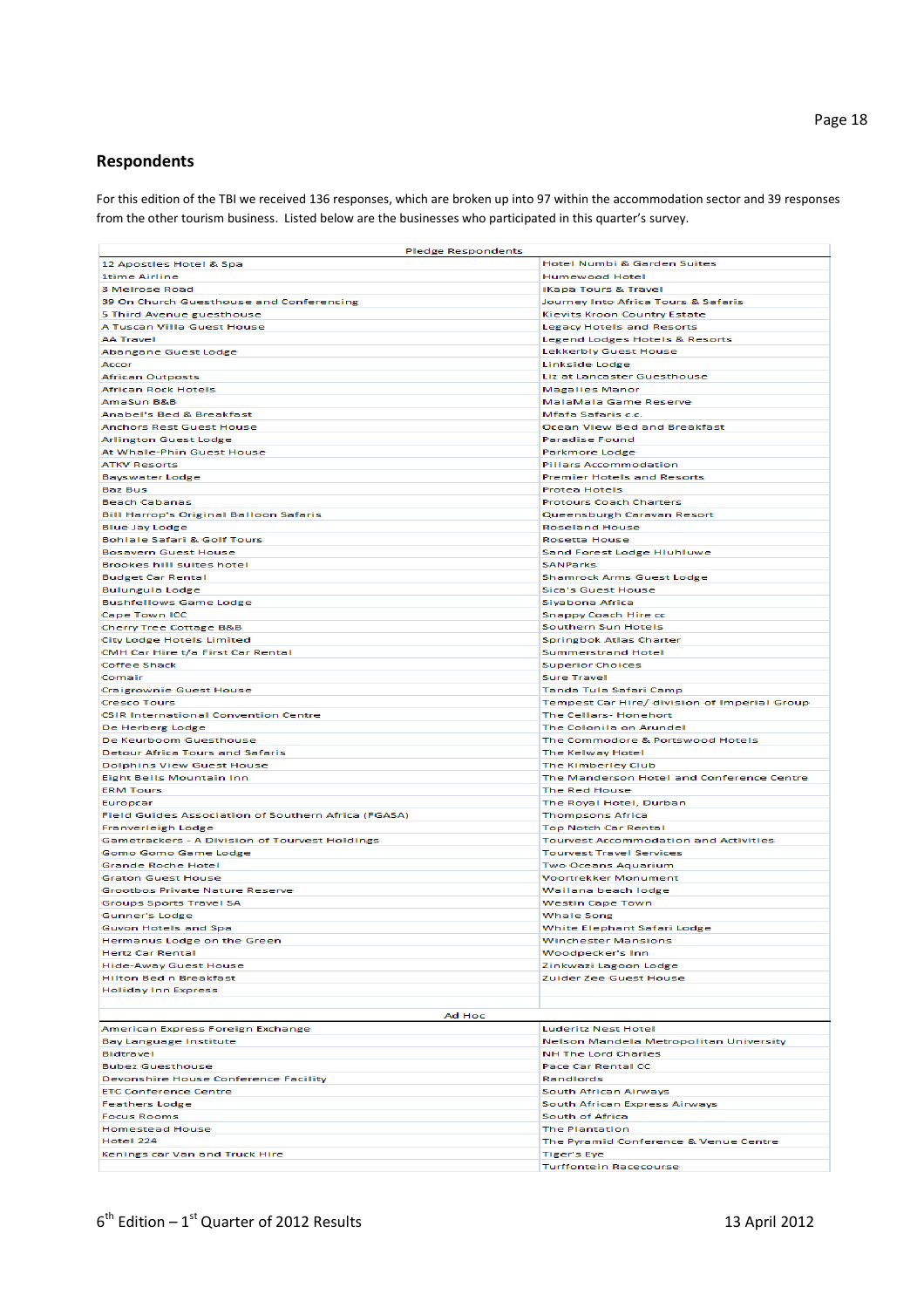## Respondents

For this edition of the TBI we received 136 responses, which are broken up into 97 within the accommodation sector and 39 responses from the other tourism business. Listed below are the businesses who participated in this quarter's survey.

| Pledge Respondents | |
|---|---|
| 12 Apostles Hotel & Spa | Hotel Numbi & Garden Suites |
| 1time Airline | Humewood Hotel |
| 3 Melrose Road | iKapa Tours & Travel |
| 39 On Church Guesthouse and Conferencing | Journey Into Africa Tours & Safaris |
| 5 Third Avenue guesthouse | Kievits Kroon Country Estate |
| A Tuscan Villa Guest House | Legacy Hotels and Resorts |
| AA Travel | Legend Lodges Hotels & Resorts |
| Abangane Guest Lodge | Lekkerbly Guest House |
| Accor | Linkside Lodge |
| African Outposts | Liz at Lancaster Guesthouse |
| African Rock Hotels | Magalies Manor |
| AmaSun B&B | MalaMala Game Reserve |
| Anabel's Bed & Breakfast | Mfafa Safaris c.c. |
| Anchors Rest Guest House | Ocean View Bed and Breakfast |
| Arlington Guest Lodge | Paradise Found |
| At Whale-Phin Guest House | Parkmore Lodge |
| ATKV Resorts | Pillars Accommodation |
| Bayswater Lodge | Premier Hotels and Resorts |
| Baz Bus | Protea Hotels |
| Beach Cabanas | Protours Coach Charters |
| Bill Harrop's Original Balloon Safaris | Queensburgh Caravan Resort |
| Blue Jay Lodge | Roseland House |
| Bohlale Safari & Golf Tours | Rosetta House |
| Bosavern Guest House | Sand Forest Lodge Hluhluwe |
| Brookes hill suites hotel | SANParks |
| Budget Car Rental | Shamrock Arms Guest Lodge |
| Bulungula Lodge | Sica's Guest House |
| Bushfellows Game Lodge | Siyabona Africa |
| Cape Town ICC | Snappy Coach Hire cc |
| Cherry Tree Cottage B&B | Southern Sun Hotels |
| City Lodge Hotels Limited | Springbok Atlas Charter |
| CMH Car Hire t/a First Car Rental | Summerstrand Hotel |
| Coffee Shack | Superior Choices |
| Comair | Sure Travel |
| Craigrownie Guest House | Tanda Tula Safari Camp |
| Cresco Tours | Tempest Car Hire/ division of Imperial Group |
| CSIR International Convention Centre | The Cellars- Hohenort |
| De Herberg Lodge | The Colonila on Arundel |
| De Keurboom Guesthouse | The Commodore & Portswood Hotels |
| Detour Africa Tours and Safaris | The Kelway Hotel |
| Dolphins View Guest House | The Kimberley Club |
| Eight Bells Mountain Inn | The Manderson Hotel and Conference Centre |
| ERM Tours | The Red House |
| Europcar | The Royal Hotel, Durban |
| Field Guides Association of Southern Africa (FGASA) | Thompsons Africa |
| Franverleigh Lodge | Top Notch Car Rental |
| Gametrackers - A Division of Tourvest Holdings | Tourvest Accommodation and Activities |
| Gomo Gomo Game Lodge | Tourvest Travel Services |
| Grande Roche Hotel | Two Oceans Aquarium |
| Graton Guest House | Voortrekker Monument |
| Grootbos Private Nature Reserve | Wailana beach lodge |
| Groups Sports Travel SA | Westin Cape Town |
| Gunner's Lodge | Whale Song |
| Guvon Hotels and Spa | White Elephant Safari Lodge |
| Hermanus Lodge on the Green | Winchester Mansions |
| Hertz Car Rental | Woodpecker's Inn |
| Hide-Away Guest House | Zinkwazi Lagoon Lodge |
| Hilton Bed n Breakfast | Zuider Zee Guest House |
| Holiday Inn Express | |
| **Ad Hoc** | |
| American Express Foreign Exchange | Luderitz Nest Hotel |
| Bay Language Institute | Nelson Mandela Metropolitan University |
| Bidtravel | NH The Lord Charles |
| Bubez Guesthouse | Pace Car Rental CC |
| Devonshire House Conference Facility | Randlords |
| ETC Conference Centre | South African Airways |
| Feathers Lodge | South African Express Airways |
| Focus Rooms | South of Africa |
| Homestead House | The Plantation |
| Hotel 224 | The Pyramid Conference & Venue Centre |
| Kenings car Van and Truck Hire | Tiger's Eye |
| | Turffontein Racecourse |

6th Edition – 1st Quarter of 2012 Results 13 April 2012